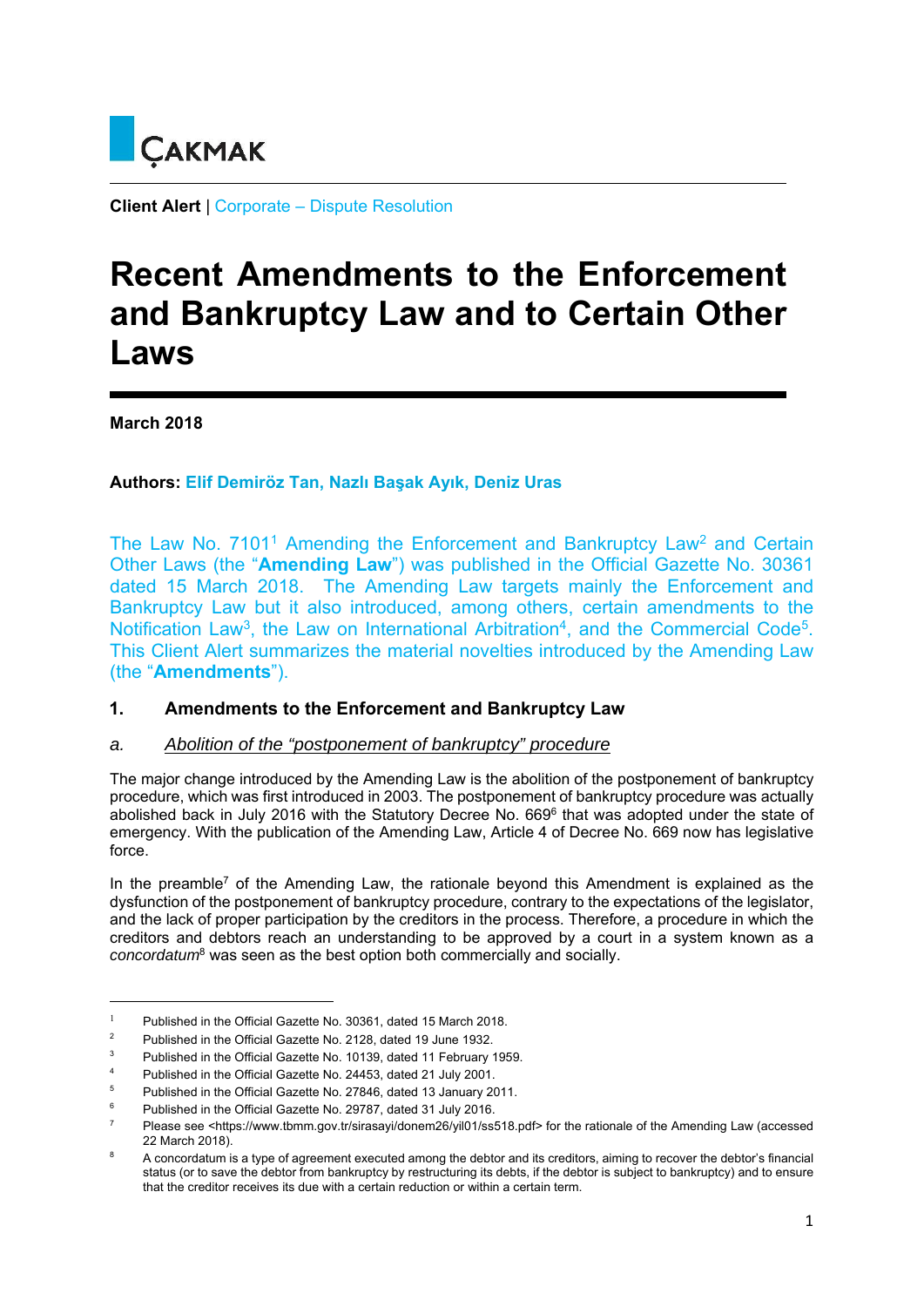ÇAKMAK

**Client Alert** | Corporate – Dispute Resolution

# Recent Amendments to the Enforcement and Bankruptcy Law and to Certain Other Laws

**March 2018**

**Authors:** **Elif Demiröz Tan, Nazlı Başak Ayık, Deniz Uras**

The Law No. 7101[1] Amending the Enforcement and Bankruptcy Law[2] and Certain Other Laws (the "**Amending Law**") was published in the Official Gazette No. 30361 dated 15 March 2018. The Amending Law targets mainly the Enforcement and Bankruptcy Law but it also introduced, among others, certain amendments to the Notification Law[3], the Law on International Arbitration[4], and the Commercial Code[5]. This Client Alert summarizes the material novelties introduced by the Amending Law (the "**Amendments**").

## 1. Amendments to the Enforcement and Bankruptcy Law

### *a. Abolition of the "postponement of bankruptcy" procedure*

The major change introduced by the Amending Law is the abolition of the postponement of bankruptcy procedure, which was first introduced in 2003. The postponement of bankruptcy procedure was actually abolished back in July 2016 with the Statutory Decree No. 669[6] that was adopted under the state of emergency. With the publication of the Amending Law, Article 4 of Decree No. 669 now has legislative force.

In the preamble[7] of the Amending Law, the rationale beyond this Amendment is explained as the dysfunction of the postponement of bankruptcy procedure, contrary to the expectations of the legislator, and the lack of proper participation by the creditors in the process. Therefore, a procedure in which the creditors and debtors reach an understanding to be approved by a court in a system known as a *concordatum*[8] was seen as the best option both commercially and socially.

---

[1] Published in the Official Gazette No. 30361, dated 15 March 2018.

[2] Published in the Official Gazette No. 2128, dated 19 June 1932.

[3] Published in the Official Gazette No. 10139, dated 11 February 1959.

[4] Published in the Official Gazette No. 24453, dated 21 July 2001.

[5] Published in the Official Gazette No. 27846, dated 13 January 2011.

[6] Published in the Official Gazette No. 29787, dated 31 July 2016.

[7] Please see <https://www.tbmm.gov.tr/sirasayi/donem26/yil01/ss518.pdf> for the rationale of the Amending Law (accessed 22 March 2018).

[8] A concordatum is a type of agreement executed among the debtor and its creditors, aiming to recover the debtor's financial status (or to save the debtor from bankruptcy by restructuring its debts, if the debtor is subject to bankruptcy) and to ensure that the creditor receives its due with a certain reduction or within a certain term.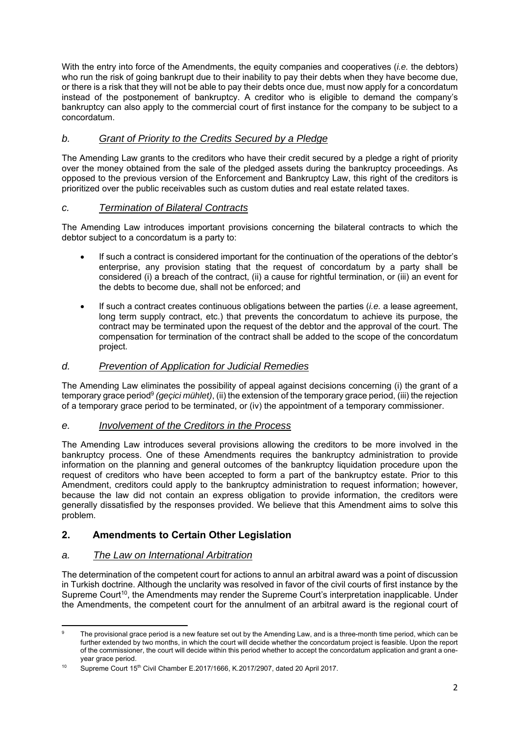With the entry into force of the Amendments, the equity companies and cooperatives (*i.e.* the debtors) who run the risk of going bankrupt due to their inability to pay their debts when they have become due, or there is a risk that they will not be able to pay their debts once due, must now apply for a concordatum instead of the postponement of bankruptcy. A creditor who is eligible to demand the company's bankruptcy can also apply to the commercial court of first instance for the company to be subject to a concordatum.

### *b. Grant of Priority to the Credits Secured by a Pledge*

The Amending Law grants to the creditors who have their credit secured by a pledge a right of priority over the money obtained from the sale of the pledged assets during the bankruptcy proceedings. As opposed to the previous version of the Enforcement and Bankruptcy Law, this right of the creditors is prioritized over the public receivables such as custom duties and real estate related taxes.

### *c. Termination of Bilateral Contracts*

The Amending Law introduces important provisions concerning the bilateral contracts to which the debtor subject to a concordatum is a party to:

- If such a contract is considered important for the continuation of the operations of the debtor's enterprise, any provision stating that the request of concordatum by a party shall be considered (i) a breach of the contract, (ii) a cause for rightful termination, or (iii) an event for the debts to become due, shall not be enforced; and
- If such a contract creates continuous obligations between the parties (*i.e.* a lease agreement, long term supply contract, etc.) that prevents the concordatum to achieve its purpose, the contract may be terminated upon the request of the debtor and the approval of the court. The compensation for termination of the contract shall be added to the scope of the concordatum project.

### *d. Prevention of Application for Judicial Remedies*

The Amending Law eliminates the possibility of appeal against decisions concerning (i) the grant of a temporary grace period[9] *(geçici mühlet)*, (ii) the extension of the temporary grace period, (iii) the rejection of a temporary grace period to be terminated, or (iv) the appointment of a temporary commissioner.

### *e. Involvement of the Creditors in the Process*

The Amending Law introduces several provisions allowing the creditors to be more involved in the bankruptcy process. One of these Amendments requires the bankruptcy administration to provide information on the planning and general outcomes of the bankruptcy liquidation procedure upon the request of creditors who have been accepted to form a part of the bankruptcy estate. Prior to this Amendment, creditors could apply to the bankruptcy administration to request information; however, because the law did not contain an express obligation to provide information, the creditors were generally dissatisfied by the responses provided. We believe that this Amendment aims to solve this problem.

## 2. Amendments to Certain Other Legislation

### *a. The Law on International Arbitration*

The determination of the competent court for actions to annul an arbitral award was a point of discussion in Turkish doctrine. Although the unclarity was resolved in favor of the civil courts of first instance by the Supreme Court[10], the Amendments may render the Supreme Court's interpretation inapplicable. Under the Amendments, the competent court for the annulment of an arbitral award is the regional court of

---

[9] The provisional grace period is a new feature set out by the Amending Law, and is a three-month time period, which can be further extended by two months, in which the court will decide whether the concordatum project is feasible. Upon the report of the commissioner, the court will decide within this period whether to accept the concordatum application and grant a one-year grace period.

[10] Supreme Court 15th Civil Chamber E.2017/1666, K.2017/2907, dated 20 April 2017.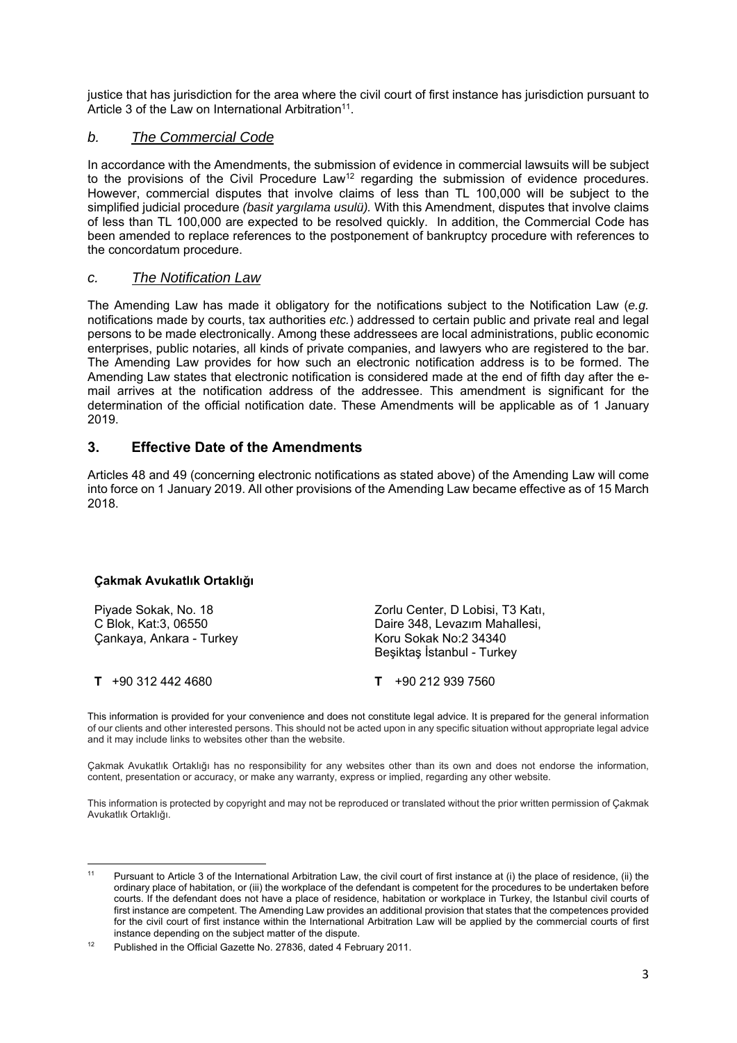justice that has jurisdiction for the area where the civil court of first instance has jurisdiction pursuant to Article 3 of the Law on International Arbitration[11].

### *b. The Commercial Code*

In accordance with the Amendments, the submission of evidence in commercial lawsuits will be subject to the provisions of the Civil Procedure Law[12] regarding the submission of evidence procedures. However, commercial disputes that involve claims of less than TL 100,000 will be subject to the simplified judicial procedure *(basit yargılama usulü).* With this Amendment, disputes that involve claims of less than TL 100,000 are expected to be resolved quickly. In addition, the Commercial Code has been amended to replace references to the postponement of bankruptcy procedure with references to the concordatum procedure.

### *c. The Notification Law*

The Amending Law has made it obligatory for the notifications subject to the Notification Law (*e.g.* notifications made by courts, tax authorities *etc.*) addressed to certain public and private real and legal persons to be made electronically. Among these addressees are local administrations, public economic enterprises, public notaries, all kinds of private companies, and lawyers who are registered to the bar. The Amending Law provides for how such an electronic notification address is to be formed. The Amending Law states that electronic notification is considered made at the end of fifth day after the e-mail arrives at the notification address of the addressee. This amendment is significant for the determination of the official notification date. These Amendments will be applicable as of 1 January 2019.

## 3. Effective Date of the Amendments

Articles 48 and 49 (concerning electronic notifications as stated above) of the Amending Law will come into force on 1 January 2019. All other provisions of the Amending Law became effective as of 15 March 2018.

**Çakmak Avukatlık Ortaklığı**

Piyade Sokak, No. 18
C Blok, Kat:3, 06550
Çankaya, Ankara - Turkey

**T** +90 312 442 4680

Zorlu Center, D Lobisi, T3 Katı,
Daire 348, Levazım Mahallesi,
Koru Sokak No:2 34340
Beşiktaş İstanbul - Turkey

**T** +90 212 939 7560

This information is provided for your convenience and does not constitute legal advice. It is prepared for the general information of our clients and other interested persons. This should not be acted upon in any specific situation without appropriate legal advice and it may include links to websites other than the website.

Çakmak Avukatlık Ortaklığı has no responsibility for any websites other than its own and does not endorse the information, content, presentation or accuracy, or make any warranty, express or implied, regarding any other website.

This information is protected by copyright and may not be reproduced or translated without the prior written permission of Çakmak Avukatlık Ortaklığı.

---

[11] Pursuant to Article 3 of the International Arbitration Law, the civil court of first instance at (i) the place of residence, (ii) the ordinary place of habitation, or (iii) the workplace of the defendant is competent for the procedures to be undertaken before courts. If the defendant does not have a place of residence, habitation or workplace in Turkey, the Istanbul civil courts of first instance are competent. The Amending Law provides an additional provision that states that the competences provided for the civil court of first instance within the International Arbitration Law will be applied by the commercial courts of first instance depending on the subject matter of the dispute.

[12] Published in the Official Gazette No. 27836, dated 4 February 2011.